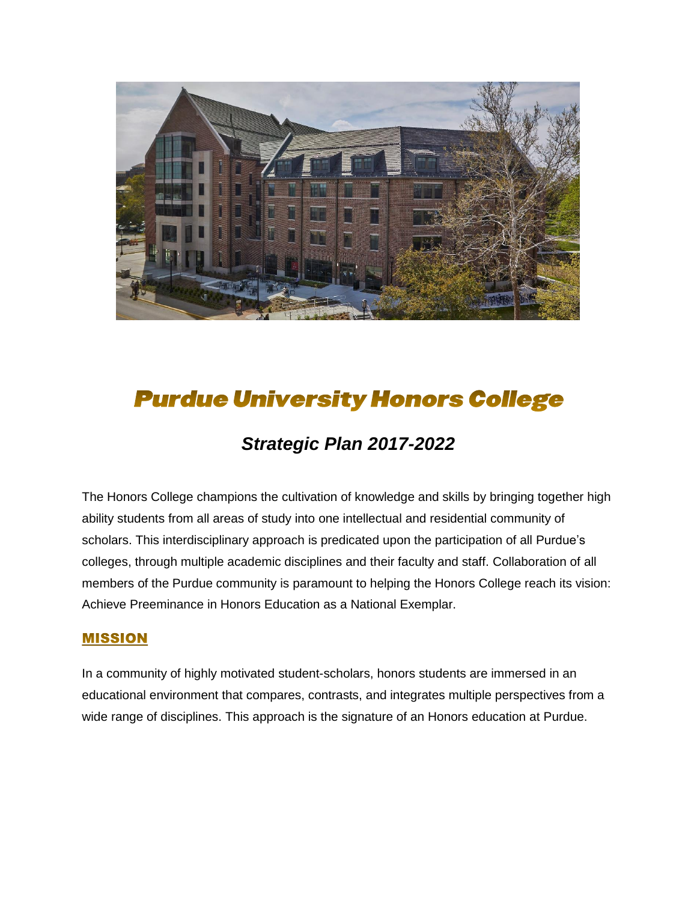# Purdue University Honors College

## *Strategic Plan 2017-2022*

The Honors College champions the cultivation of knowledge and skills by bringing together high ability students from all areas of study into one intellectual and residential community of scholars. This interdisciplinary approach is predicated upon the participation of all Purdue's colleges, through multiple academic disciplines and their faculty and staff. Collaboration of all members of the Purdue community is paramount to helping the Honors College reach its vision: Achieve Preeminance in Honors Education as a National Exemplar.

### MISSION

In a community of highly motivated student-scholars, honors students are immersed in an educational environment that compares, contrasts, and integrates multiple perspectives from a wide range of disciplines. This approach is the signature of an Honors education at Purdue.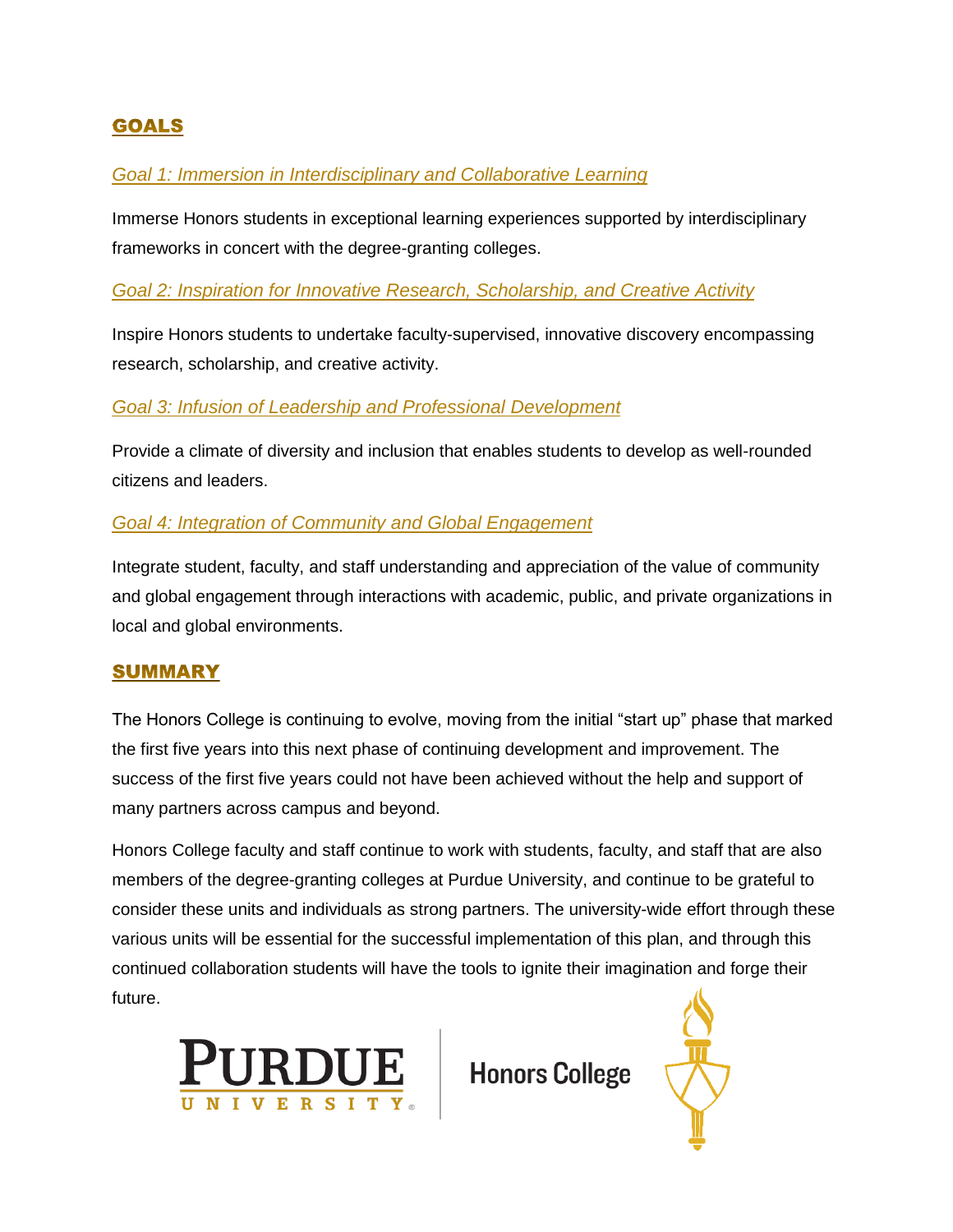## GOALS

### *Goal 1: Immersion in Interdisciplinary and Collaborative Learning*

Immerse Honors students in exceptional learning experiences supported by interdisciplinary frameworks in concert with the degree-granting colleges.

### *Goal 2: Inspiration for Innovative Research, Scholarship, and Creative Activity*

Inspire Honors students to undertake faculty-supervised, innovative discovery encompassing research, scholarship, and creative activity.

### *Goal 3: Infusion of Leadership and Professional Development*

Provide a climate of diversity and inclusion that enables students to develop as well-rounded citizens and leaders.

### *Goal 4: Integration of Community and Global Engagement*

Integrate student, faculty, and staff understanding and appreciation of the value of community and global engagement through interactions with academic, public, and private organizations in local and global environments.

## SUMMARY

The Honors College is continuing to evolve, moving from the initial "start up" phase that marked the first five years into this next phase of continuing development and improvement. The success of the first five years could not have been achieved without the help and support of many partners across campus and beyond.

Honors College faculty and staff continue to work with students, faculty, and staff that are also members of the degree-granting colleges at Purdue University, and continue to be grateful to consider these units and individuals as strong partners. The university-wide effort through these various units will be essential for the successful implementation of this plan, and through this continued collaboration students will have the tools to ignite their imagination and forge their future.

PURDUE UNIVERSITY | Honors College